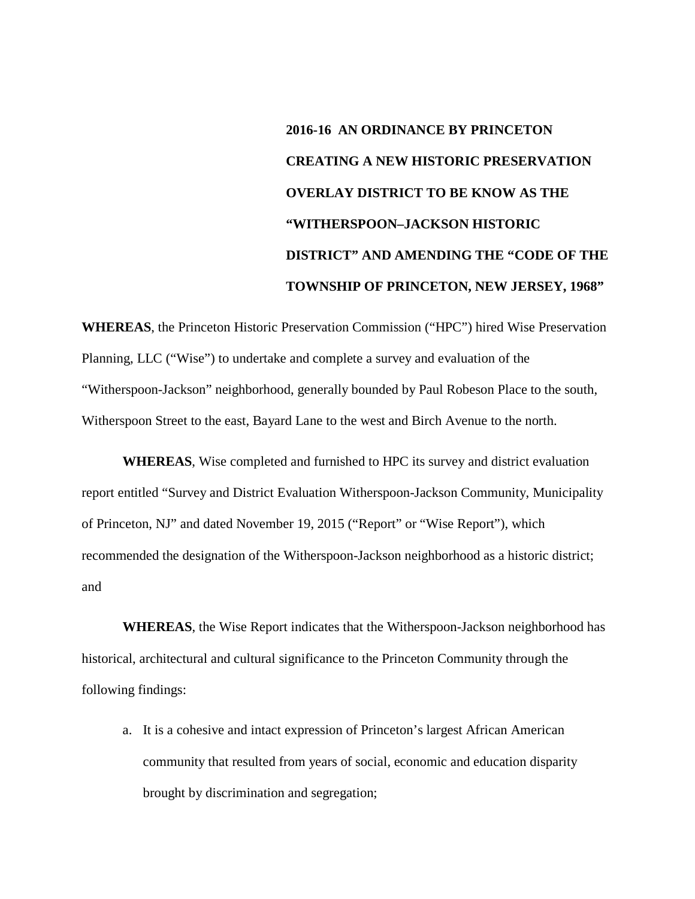**2016-16 AN ORDINANCE BY PRINCETON CREATING A NEW HISTORIC PRESERVATION OVERLAY DISTRICT TO BE KNOW AS THE "WITHERSPOON–JACKSON HISTORIC DISTRICT" AND AMENDING THE "CODE OF THE TOWNSHIP OF PRINCETON, NEW JERSEY, 1968"**

**WHEREAS**, the Princeton Historic Preservation Commission ("HPC") hired Wise Preservation Planning, LLC ("Wise") to undertake and complete a survey and evaluation of the "Witherspoon-Jackson" neighborhood, generally bounded by Paul Robeson Place to the south, Witherspoon Street to the east, Bayard Lane to the west and Birch Avenue to the north.

**WHEREAS**, Wise completed and furnished to HPC its survey and district evaluation report entitled "Survey and District Evaluation Witherspoon-Jackson Community, Municipality of Princeton, NJ" and dated November 19, 2015 ("Report" or "Wise Report"), which recommended the designation of the Witherspoon-Jackson neighborhood as a historic district; and

**WHEREAS**, the Wise Report indicates that the Witherspoon-Jackson neighborhood has historical, architectural and cultural significance to the Princeton Community through the following findings:

a. It is a cohesive and intact expression of Princeton's largest African American community that resulted from years of social, economic and education disparity brought by discrimination and segregation;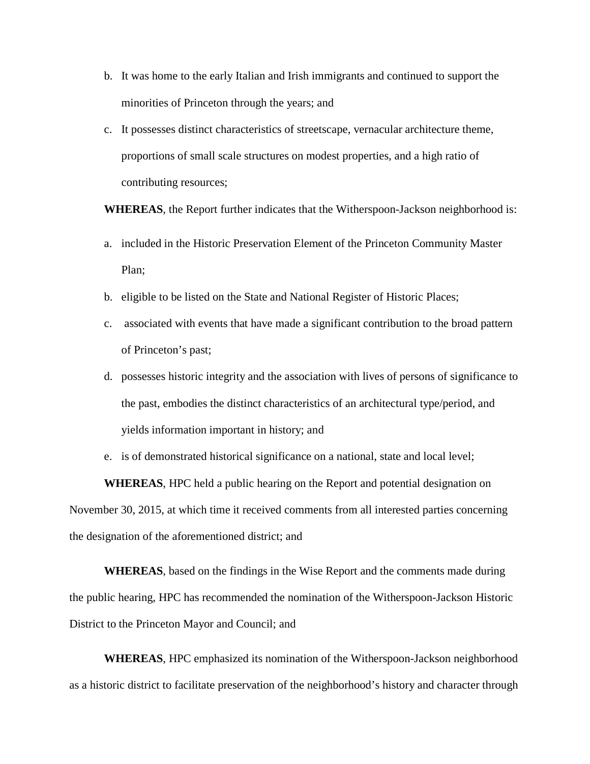b. It was home to the early Italian and Irish immigrants and continued to support the minorities of Princeton through the years; and

c. It possesses distinct characteristics of streetscape, vernacular architecture theme, proportions of small scale structures on modest properties, and a high ratio of contributing resources;

**WHEREAS**, the Report further indicates that the Witherspoon-Jackson neighborhood is:

a. included in the Historic Preservation Element of the Princeton Community Master Plan;

b. eligible to be listed on the State and National Register of Historic Places;

c. associated with events that have made a significant contribution to the broad pattern of Princeton's past;

d. possesses historic integrity and the association with lives of persons of significance to the past, embodies the distinct characteristics of an architectural type/period, and yields information important in history; and

e. is of demonstrated historical significance on a national, state and local level;

**WHEREAS**, HPC held a public hearing on the Report and potential designation on November 30, 2015, at which time it received comments from all interested parties concerning the designation of the aforementioned district; and

**WHEREAS**, based on the findings in the Wise Report and the comments made during the public hearing, HPC has recommended the nomination of the Witherspoon-Jackson Historic District to the Princeton Mayor and Council; and

**WHEREAS**, HPC emphasized its nomination of the Witherspoon-Jackson neighborhood as a historic district to facilitate preservation of the neighborhood's history and character through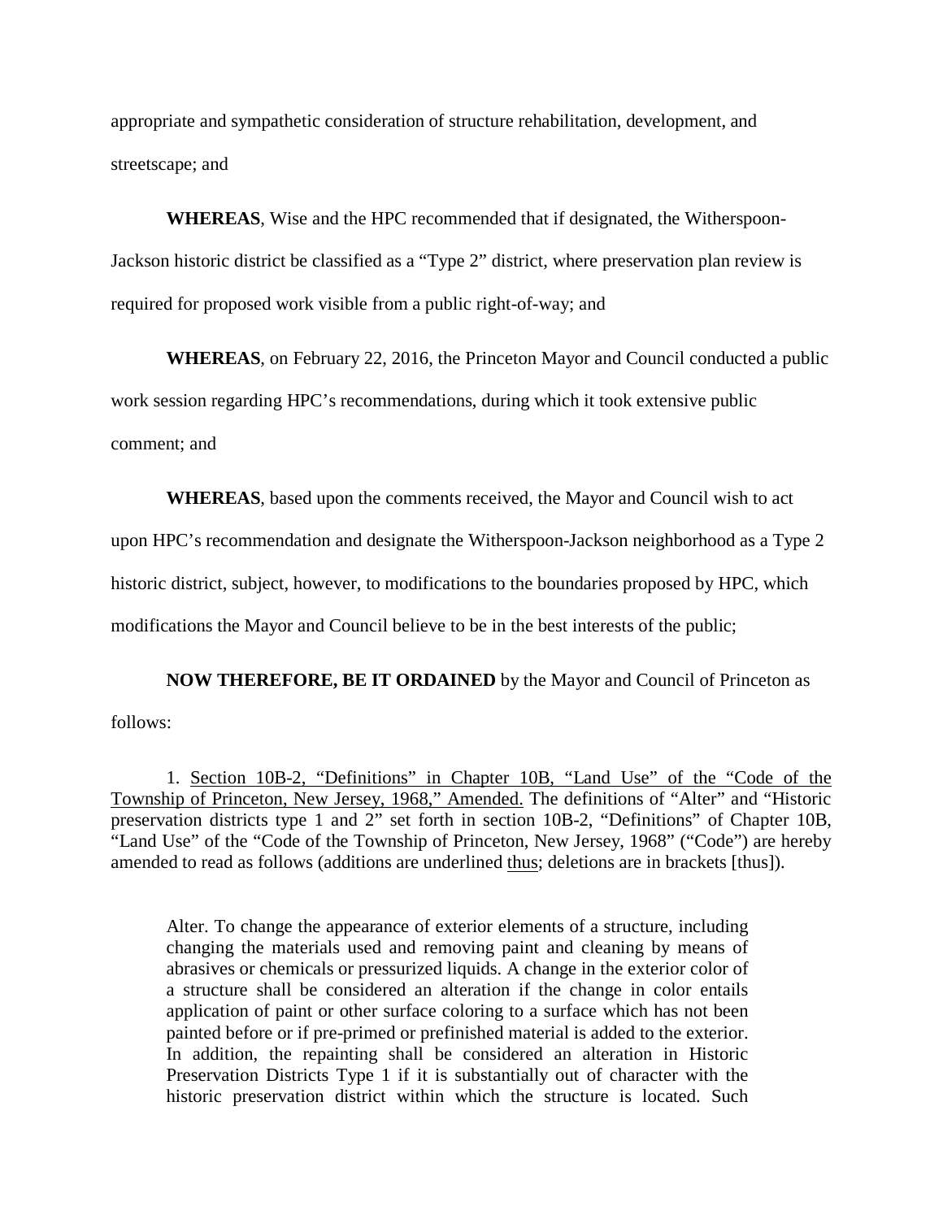appropriate and sympathetic consideration of structure rehabilitation, development, and streetscape; and

**WHEREAS**, Wise and the HPC recommended that if designated, the Witherspoon-Jackson historic district be classified as a "Type 2" district, where preservation plan review is required for proposed work visible from a public right-of-way; and

**WHEREAS**, on February 22, 2016, the Princeton Mayor and Council conducted a public work session regarding HPC's recommendations, during which it took extensive public comment; and

**WHEREAS**, based upon the comments received, the Mayor and Council wish to act upon HPC's recommendation and designate the Witherspoon-Jackson neighborhood as a Type 2 historic district, subject, however, to modifications to the boundaries proposed by HPC, which modifications the Mayor and Council believe to be in the best interests of the public;

**NOW THEREFORE, BE IT ORDAINED** by the Mayor and Council of Princeton as follows:

1. <u>Section 10B-2, "Definitions" in Chapter 10B, "Land Use" of the "Code of the Township of Princeton, New Jersey, 1968," Amended.</u> The definitions of "Alter" and "Historic preservation districts type 1 and 2" set forth in section 10B-2, "Definitions" of Chapter 10B, "Land Use" of the "Code of the Township of Princeton, New Jersey, 1968" ("Code") are hereby amended to read as follows (additions are underlined <u>thus</u>; deletions are in brackets [thus]).

> Alter. To change the appearance of exterior elements of a structure, including changing the materials used and removing paint and cleaning by means of abrasives or chemicals or pressurized liquids. A change in the exterior color of a structure shall be considered an alteration if the change in color entails application of paint or other surface coloring to a surface which has not been painted before or if pre-primed or prefinished material is added to the exterior. In addition, the repainting shall be considered an alteration in Historic Preservation Districts Type 1 if it is substantially out of character with the historic preservation district within which the structure is located. Such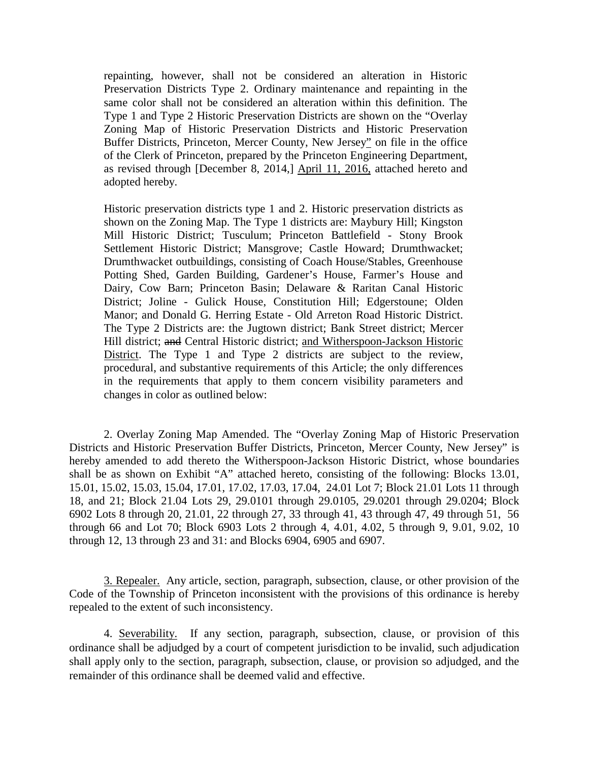repainting, however, shall not be considered an alteration in Historic Preservation Districts Type 2. Ordinary maintenance and repainting in the same color shall not be considered an alteration within this definition. The Type 1 and Type 2 Historic Preservation Districts are shown on the "Overlay Zoning Map of Historic Preservation Districts and Historic Preservation Buffer Districts, Princeton, Mercer County, New Jersey" on file in the office of the Clerk of Princeton, prepared by the Princeton Engineering Department, as revised through [December 8, 2014,] <u>April 11, 2016,</u> attached hereto and adopted hereby.

Historic preservation districts type 1 and 2. Historic preservation districts as shown on the Zoning Map. The Type 1 districts are: Maybury Hill; Kingston Mill Historic District; Tusculum; Princeton Battlefield - Stony Brook Settlement Historic District; Mansgrove; Castle Howard; Drumthwacket; Drumthwacket outbuildings, consisting of Coach House/Stables, Greenhouse Potting Shed, Garden Building, Gardener's House, Farmer's House and Dairy, Cow Barn; Princeton Basin; Delaware & Raritan Canal Historic District; Joline - Gulick House, Constitution Hill; Edgerstoune; Olden Manor; and Donald G. Herring Estate - Old Arreton Road Historic District. The Type 2 Districts are: the Jugtown district; Bank Street district; Mercer Hill district; ~~and~~ Central Historic district; <u>and Witherspoon-Jackson Historic District</u>. The Type 1 and Type 2 districts are subject to the review, procedural, and substantive requirements of this Article; the only differences in the requirements that apply to them concern visibility parameters and changes in color as outlined below:

2. Overlay Zoning Map Amended. The "Overlay Zoning Map of Historic Preservation Districts and Historic Preservation Buffer Districts, Princeton, Mercer County, New Jersey" is hereby amended to add thereto the Witherspoon-Jackson Historic District, whose boundaries shall be as shown on Exhibit "A" attached hereto, consisting of the following: Blocks 13.01, 15.01, 15.02, 15.03, 15.04, 17.01, 17.02, 17.03, 17.04, 24.01 Lot 7; Block 21.01 Lots 11 through 18, and 21; Block 21.04 Lots 29, 29.0101 through 29.0105, 29.0201 through 29.0204; Block 6902 Lots 8 through 20, 21.01, 22 through 27, 33 through 41, 43 through 47, 49 through 51, 56 through 66 and Lot 70; Block 6903 Lots 2 through 4, 4.01, 4.02, 5 through 9, 9.01, 9.02, 10 through 12, 13 through 23 and 31: and Blocks 6904, 6905 and 6907.

<u>3. Repealer.</u> Any article, section, paragraph, subsection, clause, or other provision of the Code of the Township of Princeton inconsistent with the provisions of this ordinance is hereby repealed to the extent of such inconsistency.

4. <u>Severability.</u> If any section, paragraph, subsection, clause, or provision of this ordinance shall be adjudged by a court of competent jurisdiction to be invalid, such adjudication shall apply only to the section, paragraph, subsection, clause, or provision so adjudged, and the remainder of this ordinance shall be deemed valid and effective.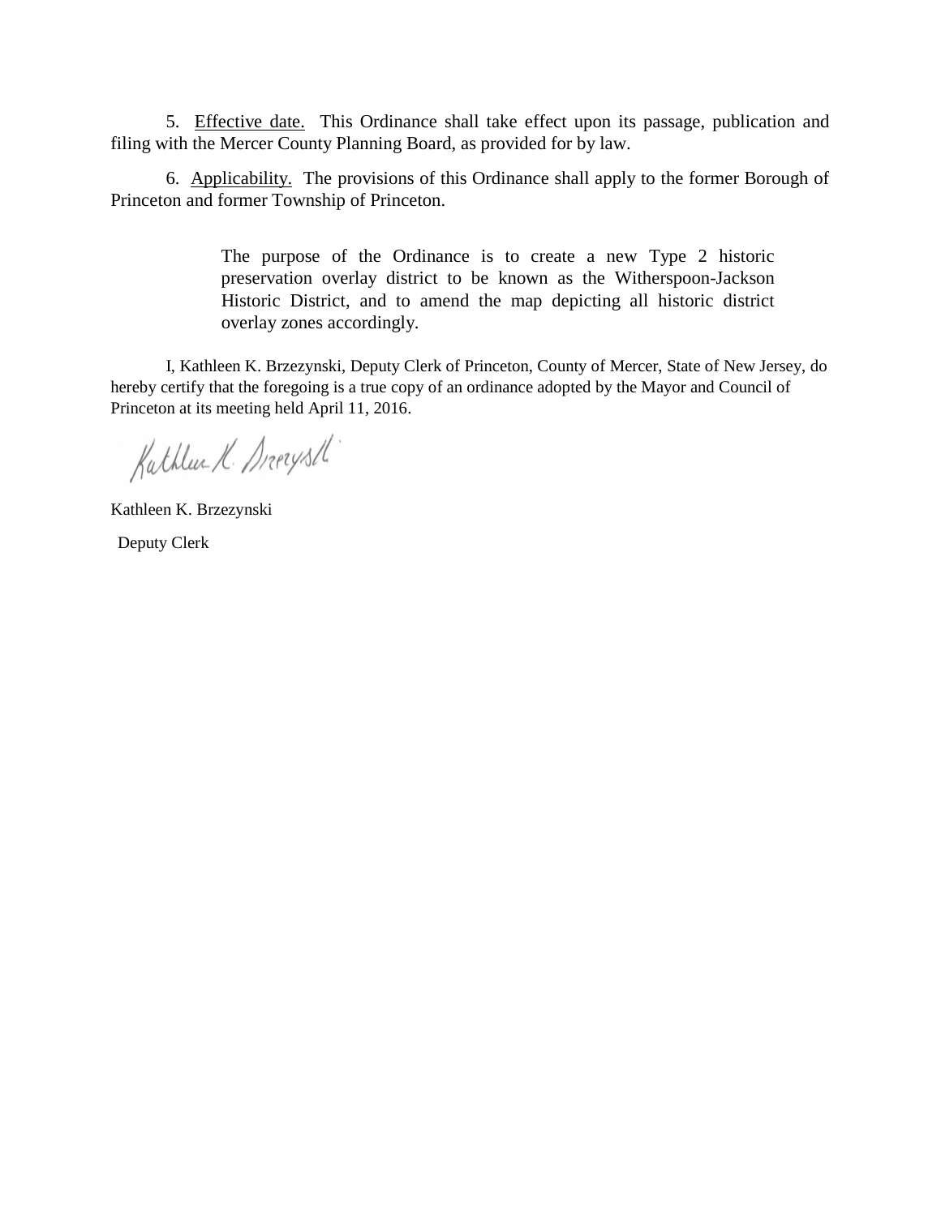5. Effective date. This Ordinance shall take effect upon its passage, publication and filing with the Mercer County Planning Board, as provided for by law.

6. Applicability. The provisions of this Ordinance shall apply to the former Borough of Princeton and former Township of Princeton.

> The purpose of the Ordinance is to create a new Type 2 historic preservation overlay district to be known as the Witherspoon-Jackson Historic District, and to amend the map depicting all historic district overlay zones accordingly.

I, Kathleen K. Brzezynski, Deputy Clerk of Princeton, County of Mercer, State of New Jersey, do hereby certify that the foregoing is a true copy of an ordinance adopted by the Mayor and Council of Princeton at its meeting held April 11, 2016.

Kathleen K. Brzezynski

Deputy Clerk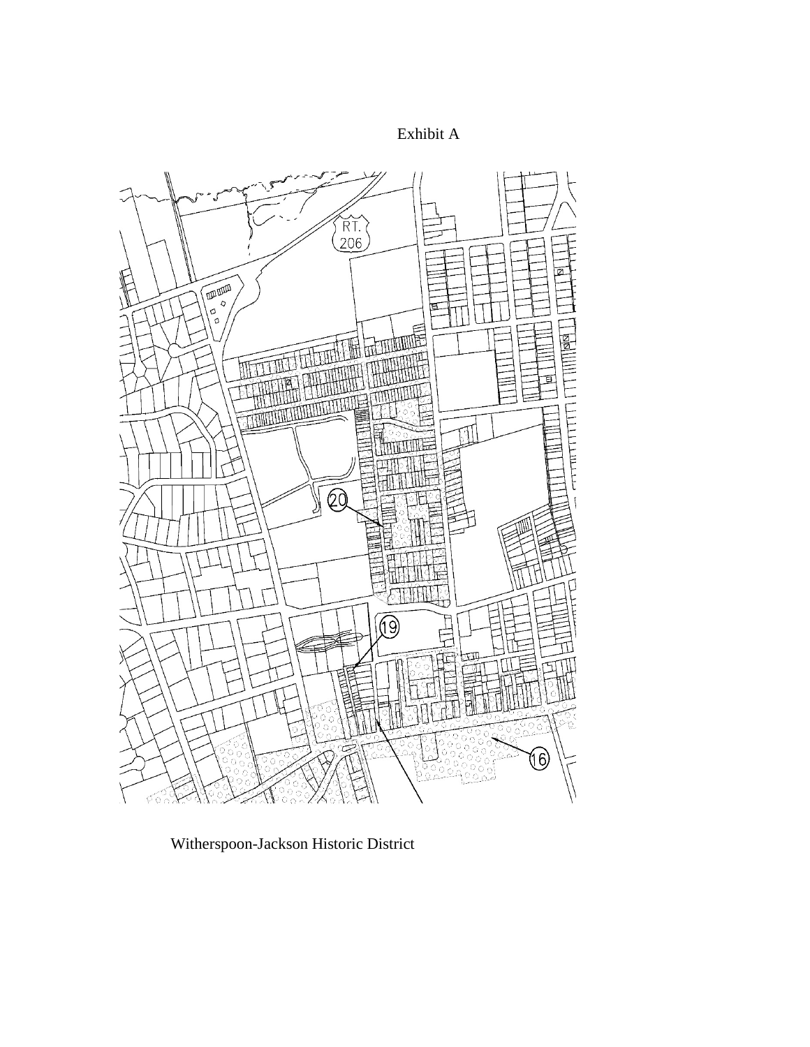Exhibit A

RT.
206

20

19

16

Witherspoon-Jackson Historic District